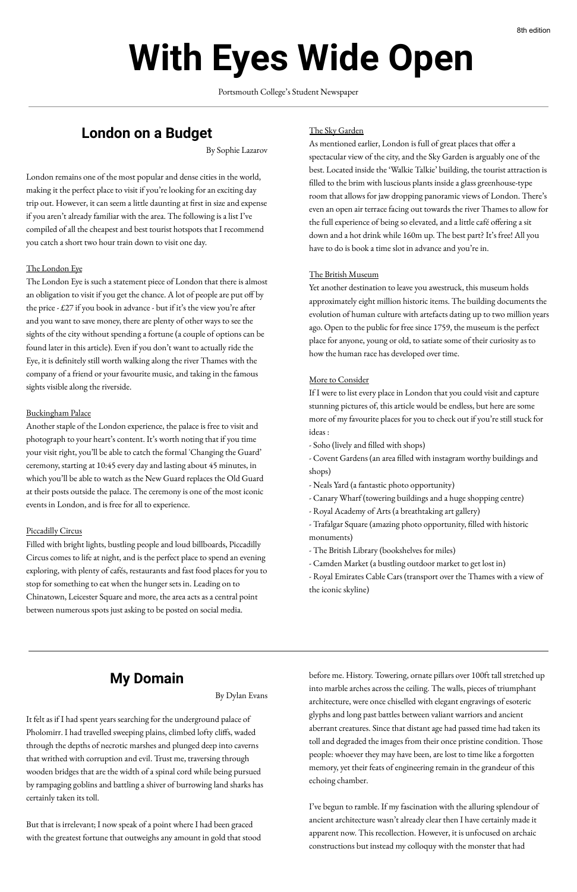8th edition

# With Eyes Wide Open

Portsmouth College's Student Newspaper

## London on a Budget

By Sophie Lazarov

London remains one of the most popular and dense cities in the world, making it the perfect place to visit if you're looking for an exciting day trip out. However, it can seem a little daunting at first in size and expense if you aren't already familiar with the area. The following is a list I've compiled of all the cheapest and best tourist hotspots that I recommend you catch a short two hour train down to visit one day.

<u>The London Eye</u>

The London Eye is such a statement piece of London that there is almost an obligation to visit if you get the chance. A lot of people are put off by the price - £27 if you book in advance - but if it's the view you're after and you want to save money, there are plenty of other ways to see the sights of the city without spending a fortune (a couple of options can be found later in this article). Even if you don't want to actually ride the Eye, it is definitely still worth walking along the river Thames with the company of a friend or your favourite music, and taking in the famous sights visible along the riverside.

<u>Buckingham Palace</u>

Another staple of the London experience, the palace is free to visit and photograph to your heart's content. It's worth noting that if you time your visit right, you'll be able to catch the formal 'Changing the Guard' ceremony, starting at 10:45 every day and lasting about 45 minutes, in which you'll be able to watch as the New Guard replaces the Old Guard at their posts outside the palace. The ceremony is one of the most iconic events in London, and is free for all to experience.

<u>Piccadilly Circus</u>

Filled with bright lights, bustling people and loud billboards, Piccadilly Circus comes to life at night, and is the perfect place to spend an evening exploring, with plenty of cafés, restaurants and fast food places for you to stop for something to eat when the hunger sets in. Leading on to Chinatown, Leicester Square and more, the area acts as a central point between numerous spots just asking to be posted on social media.

<u>The Sky Garden</u>

As mentioned earlier, London is full of great places that offer a spectacular view of the city, and the Sky Garden is arguably one of the best. Located inside the 'Walkie Talkie' building, the tourist attraction is filled to the brim with luscious plants inside a glass greenhouse-type room that allows for jaw dropping panoramic views of London. There's even an open air terrace facing out towards the river Thames to allow for the full experience of being so elevated, and a little café offering a sit down and a hot drink while 160m up. The best part? It's free! All you have to do is book a time slot in advance and you're in.

<u>The British Museum</u>

Yet another destination to leave you awestruck, this museum holds approximately eight million historic items. The building documents the evolution of human culture with artefacts dating up to two million years ago. Open to the public for free since 1759, the museum is the perfect place for anyone, young or old, to satiate some of their curiosity as to how the human race has developed over time.

<u>More to Consider</u>

If I were to list every place in London that you could visit and capture stunning pictures of, this article would be endless, but here are some more of my favourite places for you to check out if you're still stuck for ideas :

- Soho (lively and filled with shops)
- Covent Gardens (an area filled with instagram worthy buildings and shops)
- Neals Yard (a fantastic photo opportunity)
- Canary Wharf (towering buildings and a huge shopping centre)
- Royal Academy of Arts (a breathtaking art gallery)
- Trafalgar Square (amazing photo opportunity, filled with historic monuments)
- The British Library (bookshelves for miles)
- Camden Market (a bustling outdoor market to get lost in)
- Royal Emirates Cable Cars (transport over the Thames with a view of the iconic skyline)

## My Domain

By Dylan Evans

It felt as if I had spent years searching for the underground palace of Pholomirr. I had travelled sweeping plains, climbed lofty cliffs, waded through the depths of necrotic marshes and plunged deep into caverns that writhed with corruption and evil. Trust me, traversing through wooden bridges that are the width of a spinal cord while being pursued by rampaging goblins and battling a shiver of burrowing land sharks has certainly taken its toll.

But that is irrelevant; I now speak of a point where I had been graced with the greatest fortune that outweighs any amount in gold that stood before me. History. Towering, ornate pillars over 100ft tall stretched up into marble arches across the ceiling. The walls, pieces of triumphant architecture, were once chiselled with elegant engravings of esoteric glyphs and long past battles between valiant warriors and ancient aberrant creatures. Since that distant age had passed time had taken its toll and degraded the images from their once pristine condition. Those people: whoever they may have been, are lost to time like a forgotten memory, yet their feats of engineering remain in the grandeur of this echoing chamber.

I've begun to ramble. If my fascination with the alluring splendour of ancient architecture wasn't already clear then I have certainly made it apparent now. This recollection. However, it is unfocused on archaic constructions but instead my colloquy with the monster that had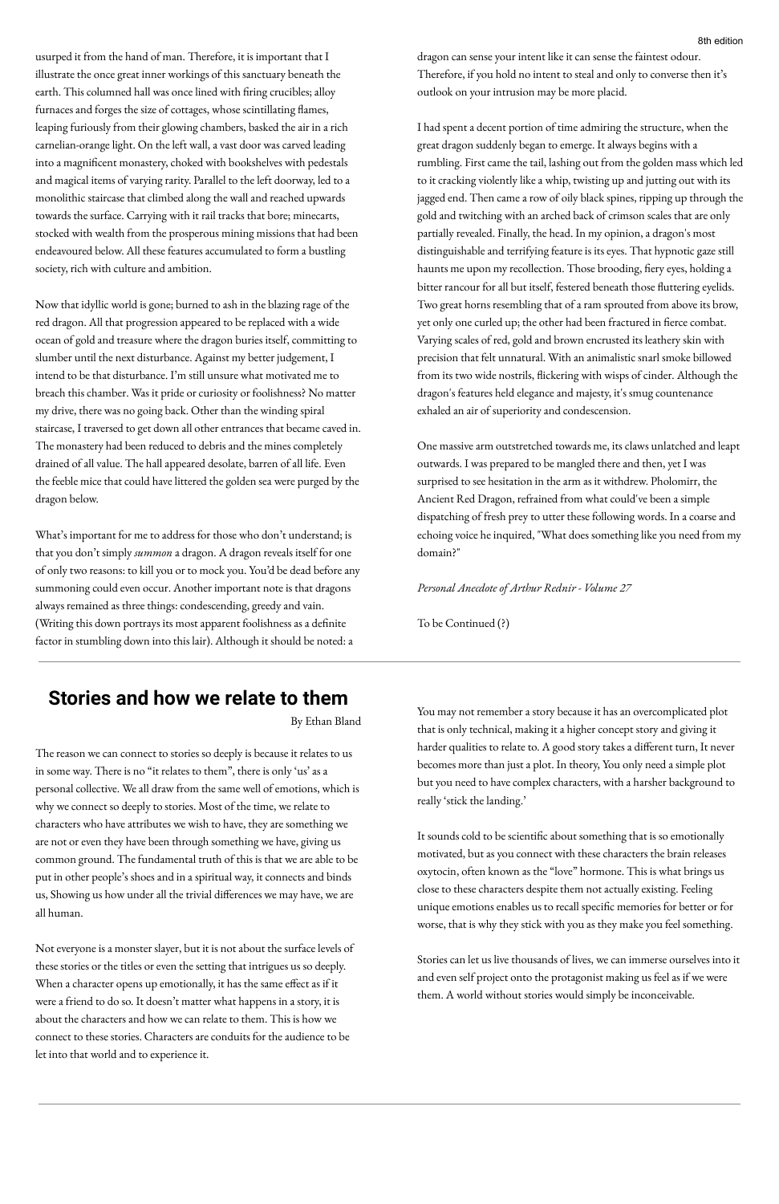usurped it from the hand of man. Therefore, it is important that I illustrate the once great inner workings of this sanctuary beneath the earth. This columned hall was once lined with firing crucibles; alloy furnaces and forges the size of cottages, whose scintillating flames, leaping furiously from their glowing chambers, basked the air in a rich carnelian-orange light. On the left wall, a vast door was carved leading into a magnificent monastery, choked with bookshelves with pedestals and magical items of varying rarity. Parallel to the left doorway, led to a monolithic staircase that climbed along the wall and reached upwards towards the surface. Carrying with it rail tracks that bore; minecarts, stocked with wealth from the prosperous mining missions that had been endeavoured below. All these features accumulated to form a bustling society, rich with culture and ambition.

Now that idyllic world is gone; burned to ash in the blazing rage of the red dragon. All that progression appeared to be replaced with a wide ocean of gold and treasure where the dragon buries itself, committing to slumber until the next disturbance. Against my better judgement, I intend to be that disturbance. I'm still unsure what motivated me to breach this chamber. Was it pride or curiosity or foolishness? No matter my drive, there was no going back. Other than the winding spiral staircase, I traversed to get down all other entrances that became caved in. The monastery had been reduced to debris and the mines completely drained of all value. The hall appeared desolate, barren of all life. Even the feeble mice that could have littered the golden sea were purged by the dragon below.

What's important for me to address for those who don't understand; is that you don't simply *summon* a dragon. A dragon reveals itself for one of only two reasons: to kill you or to mock you. You'd be dead before any summoning could even occur. Another important note is that dragons always remained as three things: condescending, greedy and vain. (Writing this down portrays its most apparent foolishness as a definite factor in stumbling down into this lair). Although it should be noted: a dragon can sense your intent like it can sense the faintest odour. Therefore, if you hold no intent to steal and only to converse then it's outlook on your intrusion may be more placid.

I had spent a decent portion of time admiring the structure, when the great dragon suddenly began to emerge. It always begins with a rumbling. First came the tail, lashing out from the golden mass which led to it cracking violently like a whip, twisting up and jutting out with its jagged end. Then came a row of oily black spines, ripping up through the gold and twitching with an arched back of crimson scales that are only partially revealed. Finally, the head. In my opinion, a dragon's most distinguishable and terrifying feature is its eyes. That hypnotic gaze still haunts me upon my recollection. Those brooding, fiery eyes, holding a bitter rancour for all but itself, festered beneath those fluttering eyelids. Two great horns resembling that of a ram sprouted from above its brow, yet only one curled up; the other had been fractured in fierce combat. Varying scales of red, gold and brown encrusted its leathery skin with precision that felt unnatural. With an animalistic snarl smoke billowed from its two wide nostrils, flickering with wisps of cinder. Although the dragon's features held elegance and majesty, it's smug countenance exhaled an air of superiority and condescension.

One massive arm outstretched towards me, its claws unlatched and leapt outwards. I was prepared to be mangled there and then, yet I was surprised to see hesitation in the arm as it withdrew. Pholomirr, the Ancient Red Dragon, refrained from what could've been a simple dispatching of fresh prey to utter these following words. In a coarse and echoing voice he inquired, "What does something like you need from my domain?"

*Personal Anecdote of Arthur Rednir - Volume 27*

To be Continued (?)

---

## Stories and how we relate to them

By Ethan Bland

The reason we can connect to stories so deeply is because it relates to us in some way. There is no "it relates to them", there is only 'us' as a personal collective. We all draw from the same well of emotions, which is why we connect so deeply to stories. Most of the time, we relate to characters who have attributes we wish to have, they are something we are not or even they have been through something we have, giving us common ground. The fundamental truth of this is that we are able to be put in other people's shoes and in a spiritual way, it connects and binds us, Showing us how under all the trivial differences we may have, we are all human.

Not everyone is a monster slayer, but it is not about the surface levels of these stories or the titles or even the setting that intrigues us so deeply. When a character opens up emotionally, it has the same effect as if it were a friend to do so. It doesn't matter what happens in a story, it is about the characters and how we can relate to them. This is how we connect to these stories. Characters are conduits for the audience to be let into that world and to experience it.

You may not remember a story because it has an overcomplicated plot that is only technical, making it a higher concept story and giving it harder qualities to relate to. A good story takes a different turn, It never becomes more than just a plot. In theory, You only need a simple plot but you need to have complex characters, with a harsher background to really 'stick the landing.'

It sounds cold to be scientific about something that is so emotionally motivated, but as you connect with these characters the brain releases oxytocin, often known as the "love" hormone. This is what brings us close to these characters despite them not actually existing. Feeling unique emotions enables us to recall specific memories for better or for worse, that is why they stick with you as they make you feel something.

Stories can let us live thousands of lives, we can immerse ourselves into it and even self project onto the protagonist making us feel as if we were them. A world without stories would simply be inconceivable.

---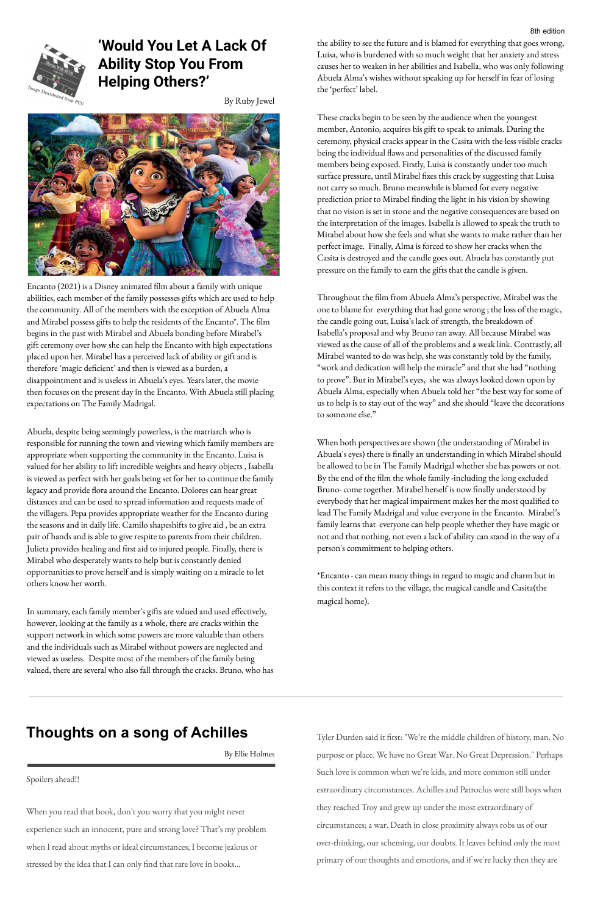# 'Would You Let A Lack Of Ability Stop You From Helping Others?'

By Ruby Jewel

Encanto (2021) is a Disney animated film about a family with unique abilities, each member of the family possesses gifts which are used to help the community. All of the members with the exception of Abuela Alma and Mirabel possess gifts to help the residents of the Encanto*. The film begins in the past with Mirabel and Abuela bonding before Mirabel's gift ceremony over how she can help the Encanto with high expectations placed upon her. Mirabel has a perceived lack of ability or gift and is therefore 'magic deficient' and then is viewed as a burden, a disappointment and is useless in Abuela's eyes. Years later, the movie then focuses on the present day in the Encanto. With Abuela still placing expectations on The Family Madrigal.

Abuela, despite being seemingly powerless, is the matriarch who is responsible for running the town and viewing which family members are appropriate when supporting the community in the Encanto. Luisa is valued for her ability to lift incredible weights and heavy objects , Isabella is viewed as perfect with her goals being set for her to continue the family legacy and provide flora around the Encanto. Dolores can hear great distances and can be used to spread information and requests made of the villagers. Pepa provides appropriate weather for the Encanto during the seasons and in daily life. Camilo shapeshifts to give aid , be an extra pair of hands and is able to give respite to parents from their children. Julieta provides healing and first aid to injured people. Finally, there is Mirabel who desperately wants to help but is constantly denied opportunities to prove herself and is simply waiting on a miracle to let others know her worth.

In summary, each family member's gifts are valued and used effectively, however, looking at the family as a whole, there are cracks within the support network in which some powers are more valuable than others and the individuals such as Mirabel without powers are neglected and viewed as useless. Despite most of the members of the family being valued, there are several who also fall through the cracks. Bruno, who has the ability to see the future and is blamed for everything that goes wrong, Luisa, who is burdened with so much weight that her anxiety and stress causes her to weaken in her abilities and Isabella, who was only following Abuela Alma's wishes without speaking up for herself in fear of losing the 'perfect' label.

These cracks begin to be seen by the audience when the youngest member, Antonio, acquires his gift to speak to animals. During the ceremony, physical cracks appear in the Casita with the less visible cracks being the individual flaws and personalities of the discussed family members being exposed. Firstly, Luisa is constantly under too much surface pressure, until Mirabel fixes this crack by suggesting that Luisa not carry so much. Bruno meanwhile is blamed for every negative prediction prior to Mirabel finding the light in his vision by showing that no vision is set in stone and the negative consequences are based on the interpretation of the images. Isabella is allowed to speak the truth to Mirabel about how she feels and what she wants to make rather than her perfect image. Finally, Alma is forced to show her cracks when the Casita is destroyed and the candle goes out. Abuela has constantly put pressure on the family to earn the gifts that the candle is given.

Throughout the film from Abuela Alma's perspective, Mirabel was the one to blame for everything that had gone wrong ; the loss of the magic, the candle going out, Luisa's lack of strength, the breakdown of Isabella's proposal and why Bruno ran away. All because Mirabel was viewed as the cause of all of the problems and a weak link. Contrastly, all Mirabel wanted to do was help, she was constantly told by the family, "work and dedication will help the miracle" and that she had "nothing to prove". But in Mirabel's eyes, she was always looked down upon by Abuela Alma, especially when Abuela told her "the best way for some of us to help is to stay out of the way" and she should "leave the decorations to someone else."

When both perspectives are shown (the understanding of Mirabel in Abuela's eyes) there is finally an understanding in which Mirabel should be allowed to be in The Family Madrigal whether she has powers or not. By the end of the film the whole family -including the long excluded Bruno- come together. Mirabel herself is now finally understood by everybody that her magical impairment makes her the most qualified to lead The Family Madrigal and value everyone in the Encanto. Mirabel's family learns that everyone can help people whether they have magic or not and that nothing, not even a lack of ability can stand in the way of a person's commitment to helping others.

*Encanto - can mean many things in regard to magic and charm but in this context it refers to the village, the magical candle and Casita(the magical home).

---

# Thoughts on a song of Achilles

By Ellie Holmes

Spoilers ahead!!

When you read that book, don't you worry that you might never experience such an innocent, pure and strong love? That's my problem when I read about myths or ideal circumstances; I become jealous or stressed by the idea that I can only find that rare love in books...

Tyler Durden said it first: "We're the middle children of history, man. No purpose or place. We have no Great War. No Great Depression." Perhaps Such love is common when we're kids, and more common still under extraordinary circumstances. Achilles and Patroclus were still boys when they reached Troy and grew up under the most extraordinary of circumstances; a war. Death in close proximity always robs us of our over-thinking, our scheming, our doubts. It leaves behind only the most primary of our thoughts and emotions, and if we're lucky then they are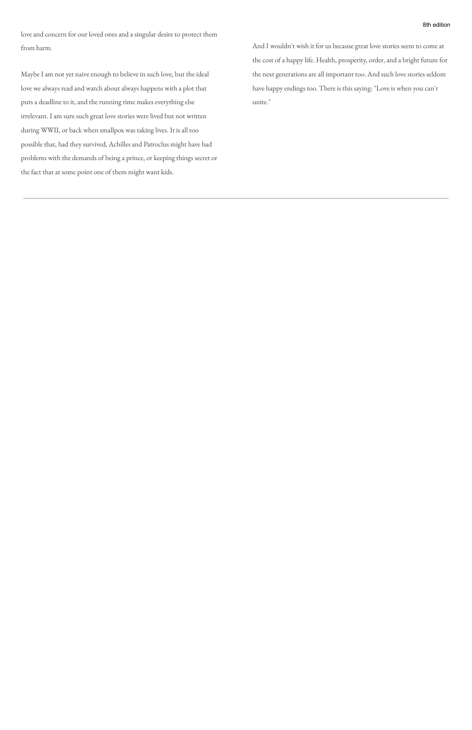love and concern for our loved ones and a singular desire to protect them from harm.

Maybe I am not yet naive enough to believe in such love, but the ideal love we always read and watch about always happens with a plot that puts a deadline to it, and the running time makes everything else irrelevant. I am sure such great love stories were lived but not written during WWII, or back when smallpox was taking lives. It is all too possible that, had they survived, Achilles and Patroclus might have had problems with the demands of being a prince, or keeping things secret or the fact that at some point one of them might want kids.

And I wouldn't wish it for us because great love stories seem to come at the cost of a happy life. Health, prosperity, order, and a bright future for the next generations are all important too. And such love stories seldom have happy endings too. There is this saying: "Love is when you can't unite."

---